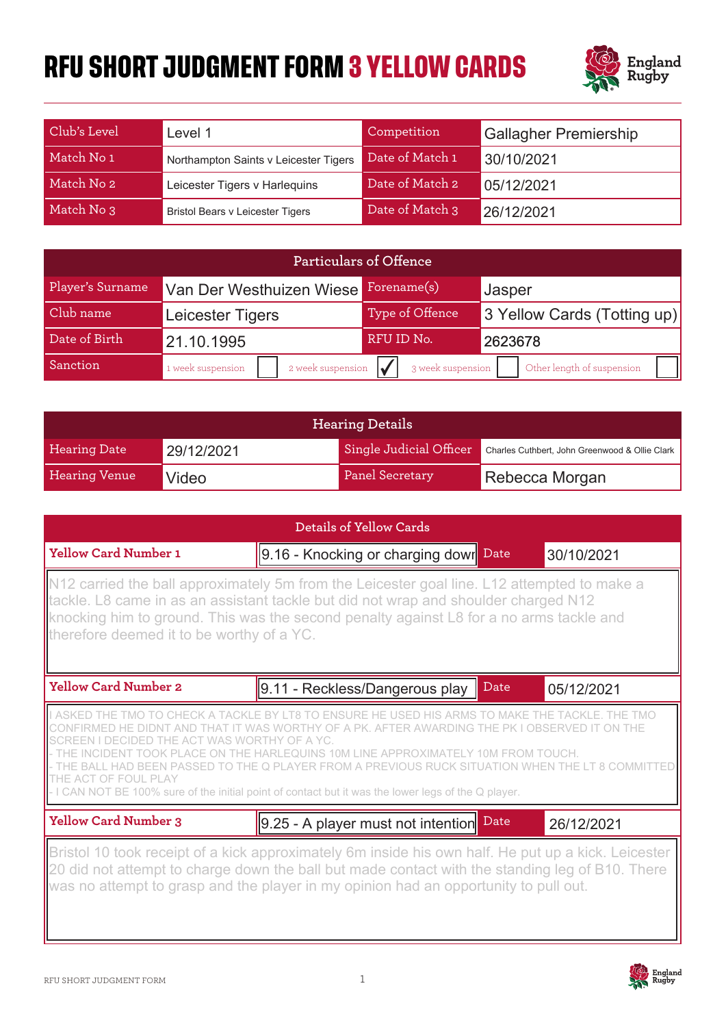# RFU SHORT JUDGMENT FORM 3 YELLOW CARDS

| Club's Level | Level 1 | Competition | Gallagher Premiership |
|---|---|---|---|
| Match No 1 | Northampton Saints v Leicester Tigers | Date of Match 1 | 30/10/2021 |
| Match No 2 | Leicester Tigers v Harlequins | Date of Match 2 | 05/12/2021 |
| Match No 3 | Bristol Bears v Leicester Tigers | Date of Match 3 | 26/12/2021 |

| Particulars of Offence | | | |
|---|---|---|---|
| Player's Surname | Van Der Westhuizen Wiese | Forename(s) | Jasper |
| Club name | Leicester Tigers | Type of Offence | 3 Yellow Cards (Totting up) |
| Date of Birth | 21.10.1995 | RFU ID No. | 2623678 |
| Sanction | 1 week suspension ☐ 2 week suspension ☑ | 3 week suspension ☐ | Other length of suspension ☐ |

| Hearing Details | | | |
|---|---|---|---|
| Hearing Date | 29/12/2021 | Single Judicial Officer | Charles Cuthbert, John Greenwood & Ollie Clark |
| Hearing Venue | Video | Panel Secretary | Rebecca Morgan |

## Details of Yellow Cards

| Yellow Card Number 1 | 9.16 - Knocking or charging dowr | Date | 30/10/2021 |
|---|---|---|---|

N12 carried the ball approximately 5m from the Leicester goal line. L12 attempted to make a tackle. L8 came in as an assistant tackle but did not wrap and shoulder charged N12 knocking him to ground. This was the second penalty against L8 for a no arms tackle and therefore deemed it to be worthy of a YC.

| Yellow Card Number 2 | 9.11 - Reckless/Dangerous play | Date | 05/12/2021 |
|---|---|---|---|

I ASKED THE TMO TO CHECK A TACKLE BY LT8 TO ENSURE HE USED HIS ARMS TO MAKE THE TACKLE. THE TMO CONFIRMED HE DIDNT AND THAT IT WAS WORTHY OF A PK. AFTER AWARDING THE PK I OBSERVED IT ON THE SCREEN I DECIDED THE ACT WAS WORTHY OF A YC.
- THE INCIDENT TOOK PLACE ON THE HARLEQUINS 10M LINE APPROXIMATELY 10M FROM TOUCH.
- THE BALL HAD BEEN PASSED TO THE Q PLAYER FROM A PREVIOUS RUCK SITUATION WHEN THE LT 8 COMMITTED THE ACT OF FOUL PLAY
- I CAN NOT BE 100% sure of the initial point of contact but it was the lower legs of the Q player.

| Yellow Card Number 3 | 9.25 - A player must not intention | Date | 26/12/2021 |
|---|---|---|---|

Bristol 10 took receipt of a kick approximately 6m inside his own half. He put up a kick. Leicester 20 did not attempt to charge down the ball but made contact with the standing leg of B10. There was no attempt to grasp and the player in my opinion had an opportunity to pull out.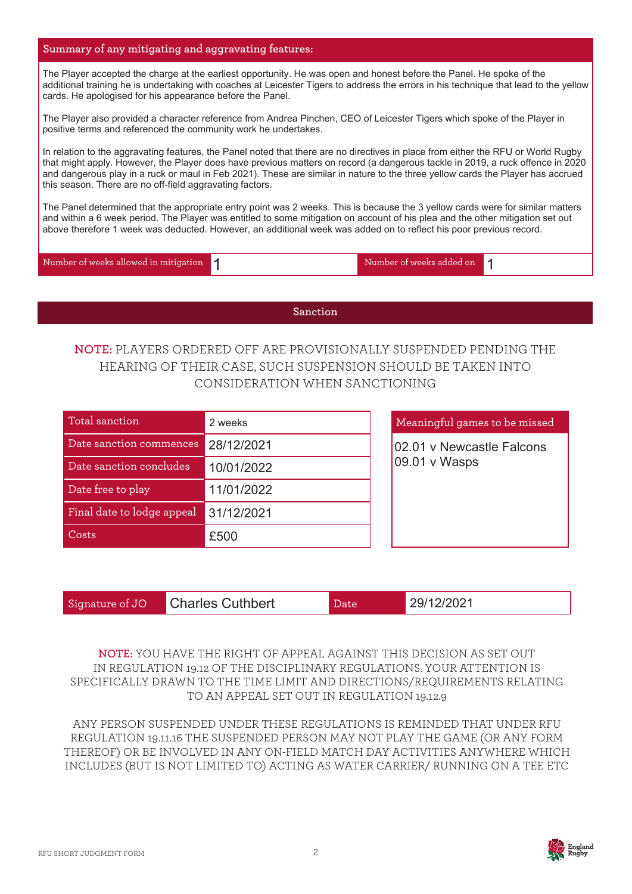## Summary of any mitigating and aggravating features:

The Player accepted the charge at the earliest opportunity. He was open and honest before the Panel. He spoke of the additional training he is undertaking with coaches at Leicester Tigers to address the errors in his technique that lead to the yellow cards. He apologised for his appearance before the Panel.

The Player also provided a character reference from Andrea Pinchen, CEO of Leicester Tigers which spoke of the Player in positive terms and referenced the community work he undertakes.

In relation to the aggravating features, the Panel noted that there are no directives in place from either the RFU or World Rugby that might apply. However, the Player does have previous matters on record (a dangerous tackle in 2019, a ruck offence in 2020 and dangerous play in a ruck or maul in Feb 2021). These are similar in nature to the three yellow cards the Player has accrued this season. There are no off-field aggravating factors.

The Panel determined that the appropriate entry point was 2 weeks. This is because the 3 yellow cards were for similar matters and within a 6 week period. The Player was entitled to some mitigation on account of his plea and the other mitigation set out above therefore 1 week was deducted. However, an additional week was added on to reflect his poor previous record.

| | | | |
|---|---|---|---|
| Number of weeks allowed in mitigation | 1 | Number of weeks added on | 1 |

## Sanction

**NOTE:** PLAYERS ORDERED OFF ARE PROVISIONALLY SUSPENDED PENDING THE HEARING OF THEIR CASE, SUCH SUSPENSION SHOULD BE TAKEN INTO CONSIDERATION WHEN SANCTIONING

| | |
|---|---|
| Total sanction | 2 weeks |
| Date sanction commences | 28/12/2021 |
| Date sanction concludes | 10/01/2022 |
| Date free to play | 11/01/2022 |
| Final date to lodge appeal | 31/12/2021 |
| Costs | £500 |

| Meaningful games to be missed |
|---|
| 02.01 v Newcastle Falcons |
| 09.01 v Wasps |

| | | | |
|---|---|---|---|
| Signature of JO | Charles Cuthbert | Date | 29/12/2021 |

**NOTE:** YOU HAVE THE RIGHT OF APPEAL AGAINST THIS DECISION AS SET OUT IN REGULATION 19.12 OF THE DISCIPLINARY REGULATIONS. YOUR ATTENTION IS SPECIFICALLY DRAWN TO THE TIME LIMIT AND DIRECTIONS/REQUIREMENTS RELATING TO AN APPEAL SET OUT IN REGULATION 19.12.9

ANY PERSON SUSPENDED UNDER THESE REGULATIONS IS REMINDED THAT UNDER RFU REGULATION 19.11.16 THE SUSPENDED PERSON MAY NOT PLAY THE GAME (OR ANY FORM THEREOF) OR BE INVOLVED IN ANY ON-FIELD MATCH DAY ACTIVITIES ANYWHERE WHICH INCLUDES (BUT IS NOT LIMITED TO) ACTING AS WATER CARRIER/ RUNNING ON A TEE ETC